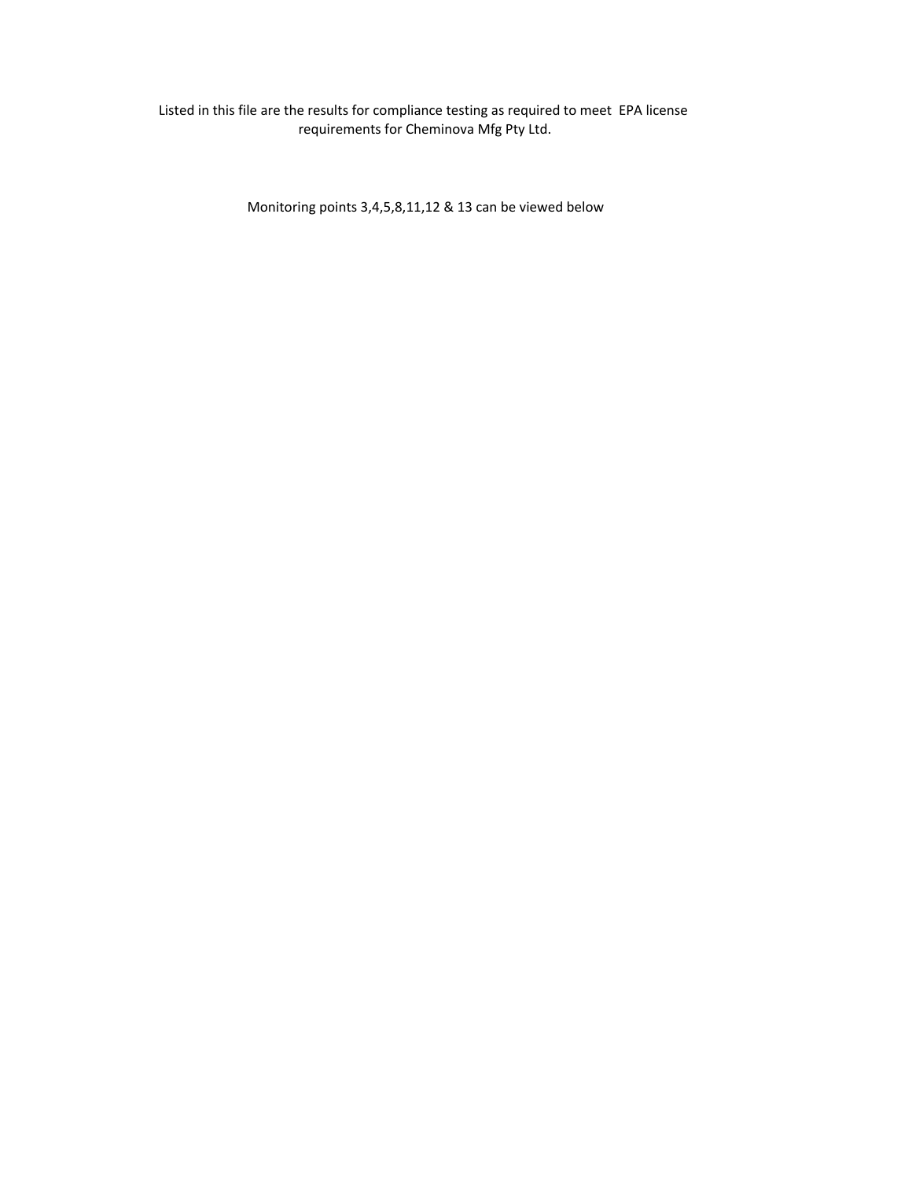Listed in this file are the results for compliance testing as required to meet EPA license requirements for Cheminova Mfg Pty Ltd.

Monitoring points 3,4,5,8,11,12 & 13 can be viewed below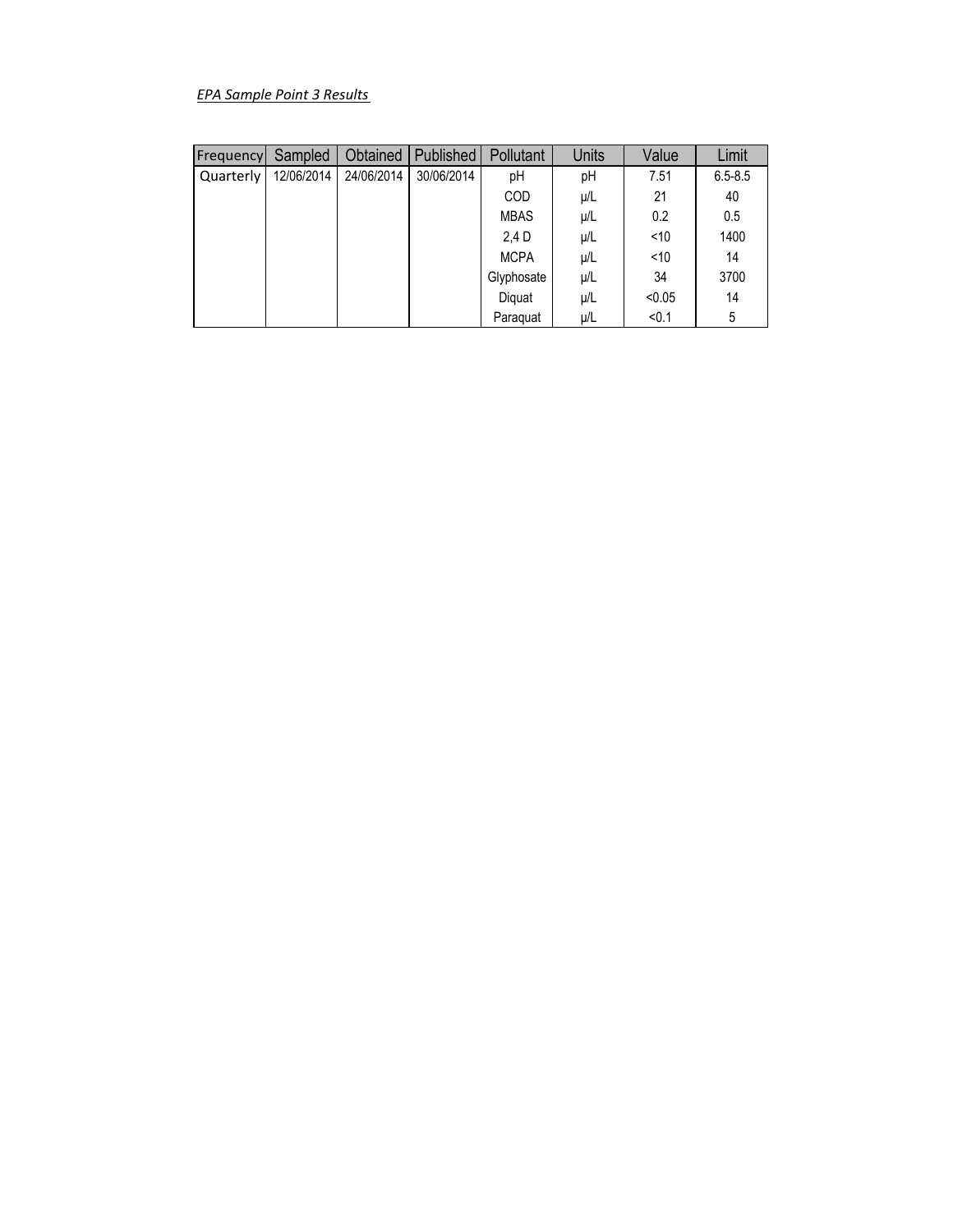*EPA Sample Point 3 Results*

| Frequency | Sampled | Obtained | Published | Pollutant | Units | Value | Limit |
|---|---|---|---|---|---|---|---|
| Quarterly | 12/06/2014 | 24/06/2014 | 30/06/2014 | pH | pH | 7.51 | 6.5-8.5 |
| | | | | COD | µ/L | 21 | 40 |
| | | | | MBAS | µ/L | 0.2 | 0.5 |
| | | | | 2,4 D | µ/L | <10 | 1400 |
| | | | | MCPA | µ/L | <10 | 14 |
| | | | | Glyphosate | µ/L | 34 | 3700 |
| | | | | Diquat | µ/L | <0.05 | 14 |
| | | | | Paraquat | µ/L | <0.1 | 5 |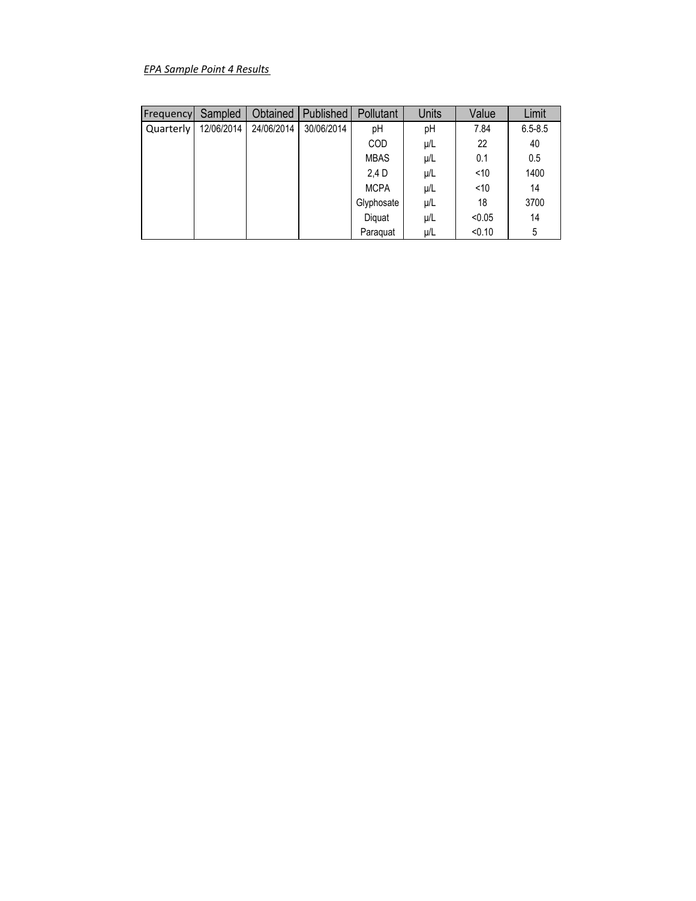*EPA Sample Point 4 Results*

| Frequency | Sampled | Obtained | Published | Pollutant | Units | Value | Limit |
|---|---|---|---|---|---|---|---|
| Quarterly | 12/06/2014 | 24/06/2014 | 30/06/2014 | pH | pH | 7.84 | 6.5-8.5 |
| | | | | COD | µ/L | 22 | 40 |
| | | | | MBAS | µ/L | 0.1 | 0.5 |
| | | | | 2,4 D | µ/L | <10 | 1400 |
| | | | | MCPA | µ/L | <10 | 14 |
| | | | | Glyphosate | µ/L | 18 | 3700 |
| | | | | Diquat | µ/L | <0.05 | 14 |
| | | | | Paraquat | µ/L | <0.10 | 5 |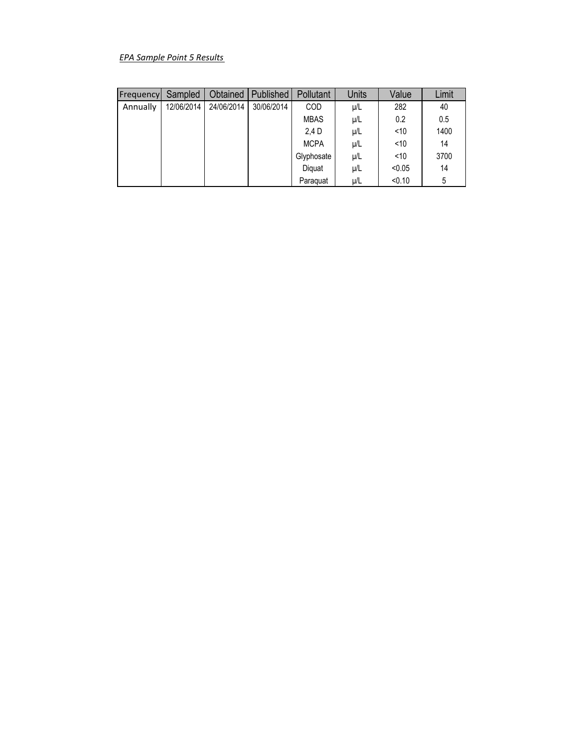*EPA Sample Point 5 Results*

| Frequency | Sampled | Obtained | Published | Pollutant | Units | Value | Limit |
| --- | --- | --- | --- | --- | --- | --- | --- |
| Annually | 12/06/2014 | 24/06/2014 | 30/06/2014 | COD | µ/L | 282 | 40 |
| | | | | MBAS | µ/L | 0.2 | 0.5 |
| | | | | 2,4 D | µ/L | <10 | 1400 |
| | | | | MCPA | µ/L | <10 | 14 |
| | | | | Glyphosate | µ/L | <10 | 3700 |
| | | | | Diquat | µ/L | <0.05 | 14 |
| | | | | Paraquat | µ/L | <0.10 | 5 |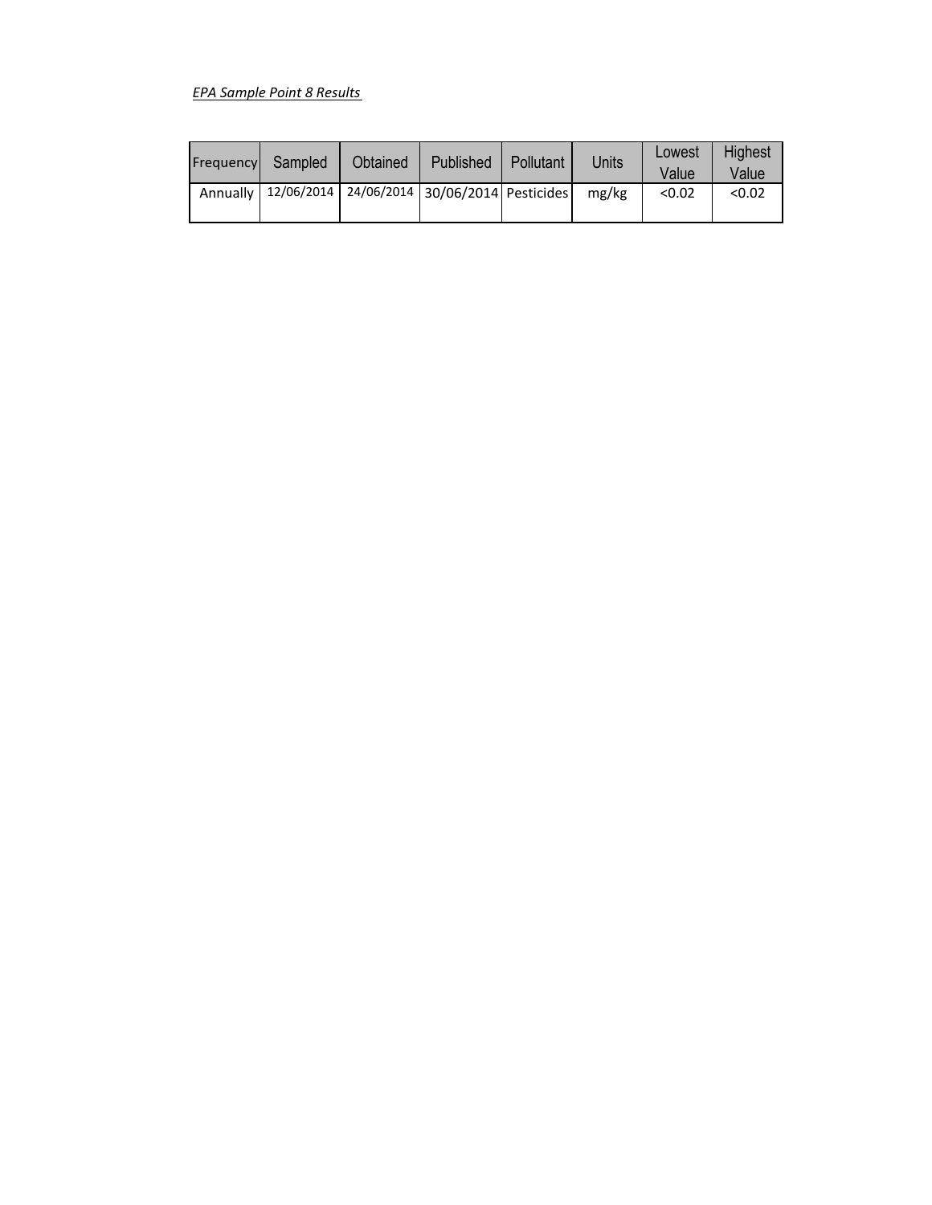*EPA Sample Point 8 Results*

| Frequency | Sampled | Obtained | Published | Pollutant | Units | Lowest Value | Highest Value |
| --- | --- | --- | --- | --- | --- | --- | --- |
| Annually | 12/06/2014 | 24/06/2014 | 30/06/2014 | Pesticides | mg/kg | <0.02 | <0.02 |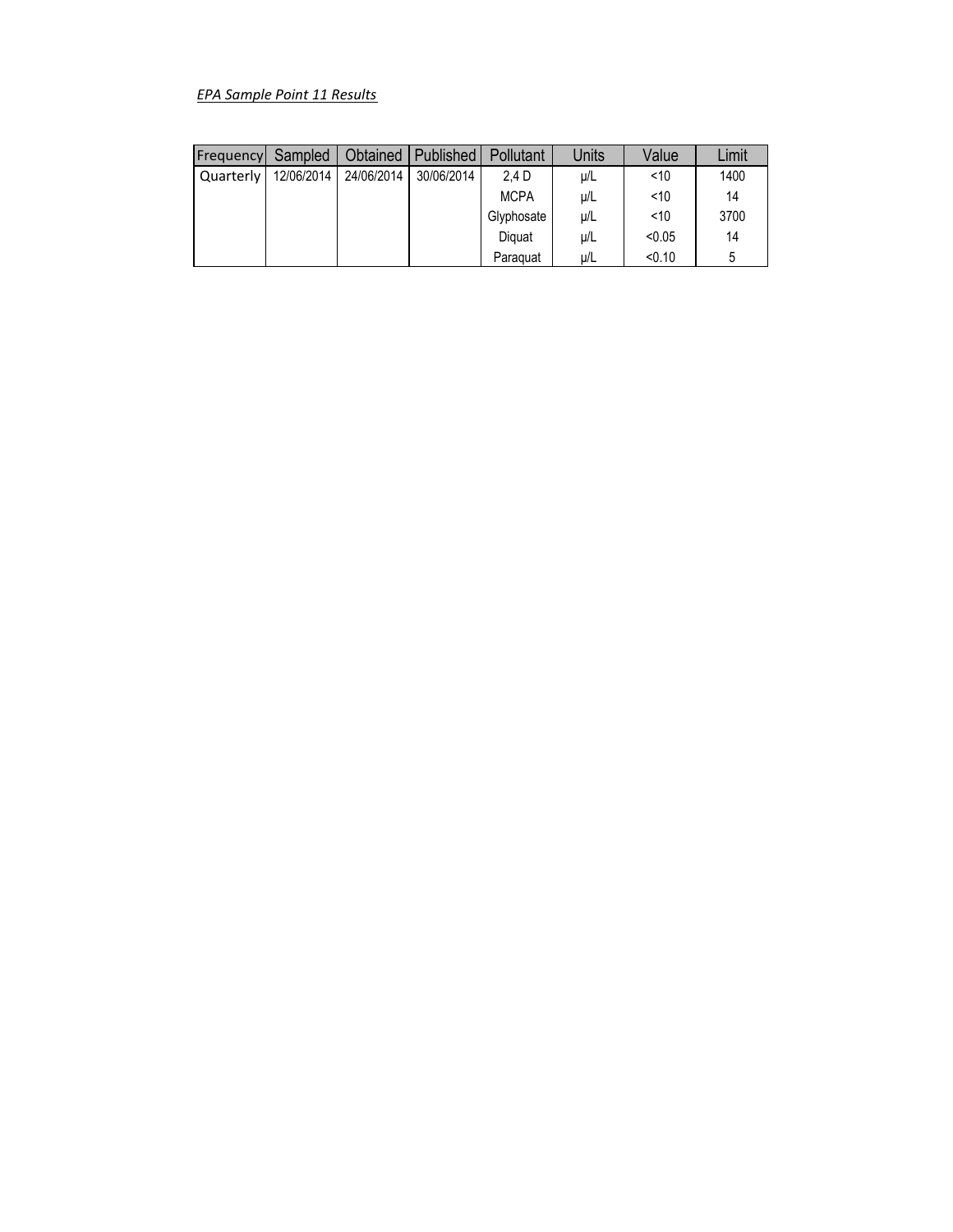*EPA Sample Point 11 Results*

| Frequency | Sampled | Obtained | Published | Pollutant | Units | Value | Limit |
|---|---|---|---|---|---|---|---|
| Quarterly | 12/06/2014 | 24/06/2014 | 30/06/2014 | 2,4 D | µ/L | <10 | 1400 |
| | | | | MCPA | µ/L | <10 | 14 |
| | | | | Glyphosate | µ/L | <10 | 3700 |
| | | | | Diquat | µ/L | <0.05 | 14 |
| | | | | Paraquat | µ/L | <0.10 | 5 |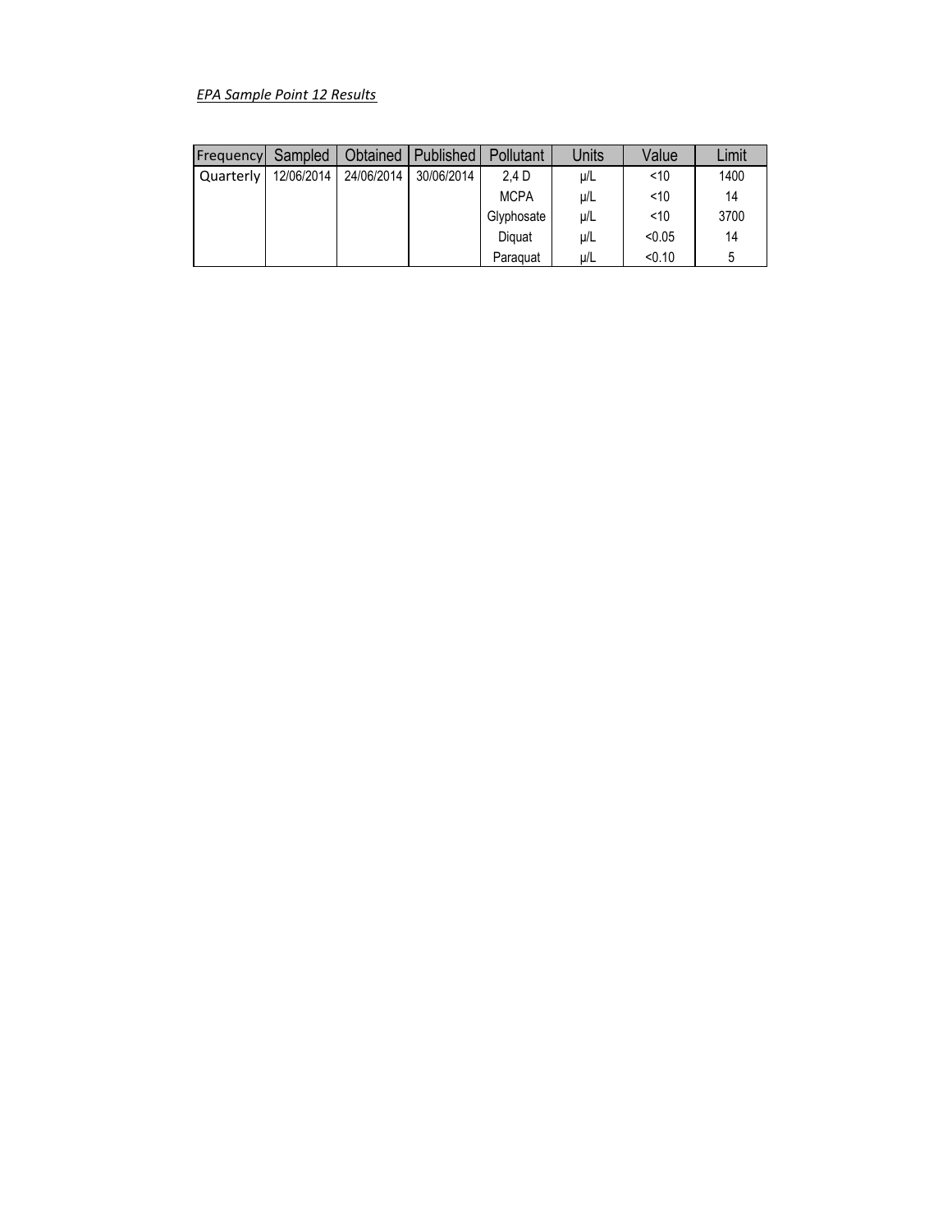*EPA Sample Point 12 Results*

| Frequency | Sampled | Obtained | Published | Pollutant | Units | Value | Limit |
|---|---|---|---|---|---|---|---|
| Quarterly | 12/06/2014 | 24/06/2014 | 30/06/2014 | 2,4 D | µ/L | <10 | 1400 |
| | | | | MCPA | µ/L | <10 | 14 |
| | | | | Glyphosate | µ/L | <10 | 3700 |
| | | | | Diquat | µ/L | <0.05 | 14 |
| | | | | Paraquat | µ/L | <0.10 | 5 |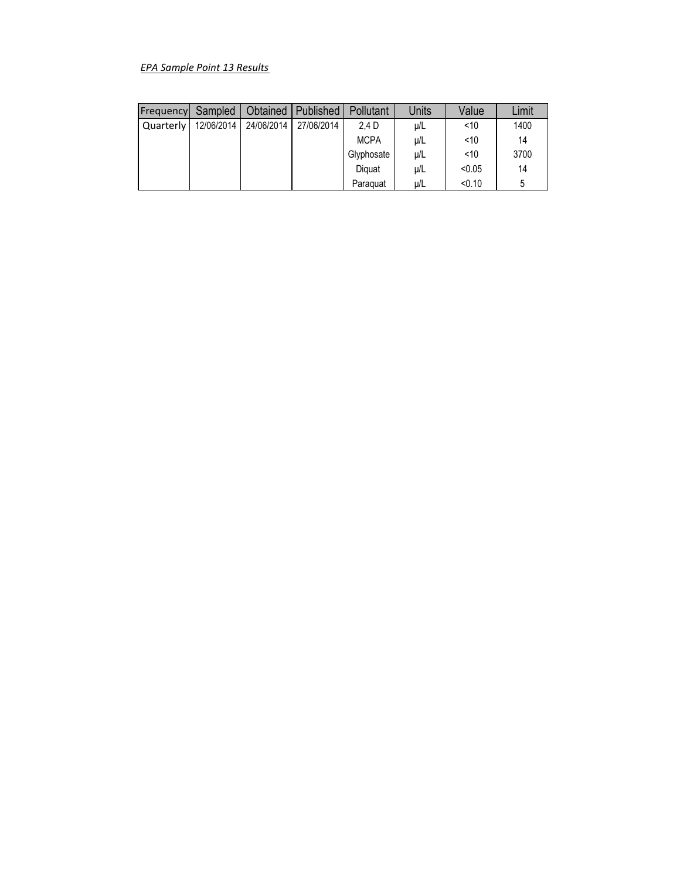*EPA Sample Point 13 Results*

| Frequency | Sampled | Obtained | Published | Pollutant | Units | Value | Limit |
|---|---|---|---|---|---|---|---|
| Quarterly | 12/06/2014 | 24/06/2014 | 27/06/2014 | 2,4 D | µ/L | <10 | 1400 |
| | | | | MCPA | µ/L | <10 | 14 |
| | | | | Glyphosate | µ/L | <10 | 3700 |
| | | | | Diquat | µ/L | <0.05 | 14 |
| | | | | Paraquat | µ/L | <0.10 | 5 |